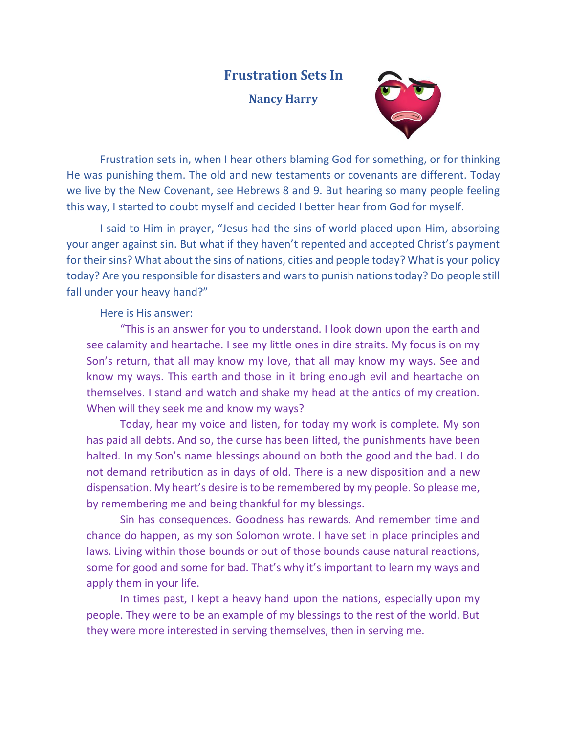# Frustration Sets In

**Nancy Harry**

Frustration sets in, when I hear others blaming God for something, or for thinking He was punishing them. The old and new testaments or covenants are different. Today we live by the New Covenant, see Hebrews 8 and 9. But hearing so many people feeling this way, I started to doubt myself and decided I better hear from God for myself.

I said to Him in prayer, "Jesus had the sins of world placed upon Him, absorbing your anger against sin. But what if they haven't repented and accepted Christ's payment for their sins? What about the sins of nations, cities and people today? What is your policy today? Are you responsible for disasters and wars to punish nations today? Do people still fall under your heavy hand?"

Here is His answer:

"This is an answer for you to understand. I look down upon the earth and see calamity and heartache. I see my little ones in dire straits. My focus is on my Son's return, that all may know my love, that all may know my ways. See and know my ways. This earth and those in it bring enough evil and heartache on themselves. I stand and watch and shake my head at the antics of my creation. When will they seek me and know my ways?

Today, hear my voice and listen, for today my work is complete. My son has paid all debts. And so, the curse has been lifted, the punishments have been halted. In my Son's name blessings abound on both the good and the bad. I do not demand retribution as in days of old. There is a new disposition and a new dispensation. My heart's desire is to be remembered by my people. So please me, by remembering me and being thankful for my blessings.

Sin has consequences. Goodness has rewards. And remember time and chance do happen, as my son Solomon wrote. I have set in place principles and laws. Living within those bounds or out of those bounds cause natural reactions, some for good and some for bad. That's why it's important to learn my ways and apply them in your life.

In times past, I kept a heavy hand upon the nations, especially upon my people. They were to be an example of my blessings to the rest of the world. But they were more interested in serving themselves, then in serving me.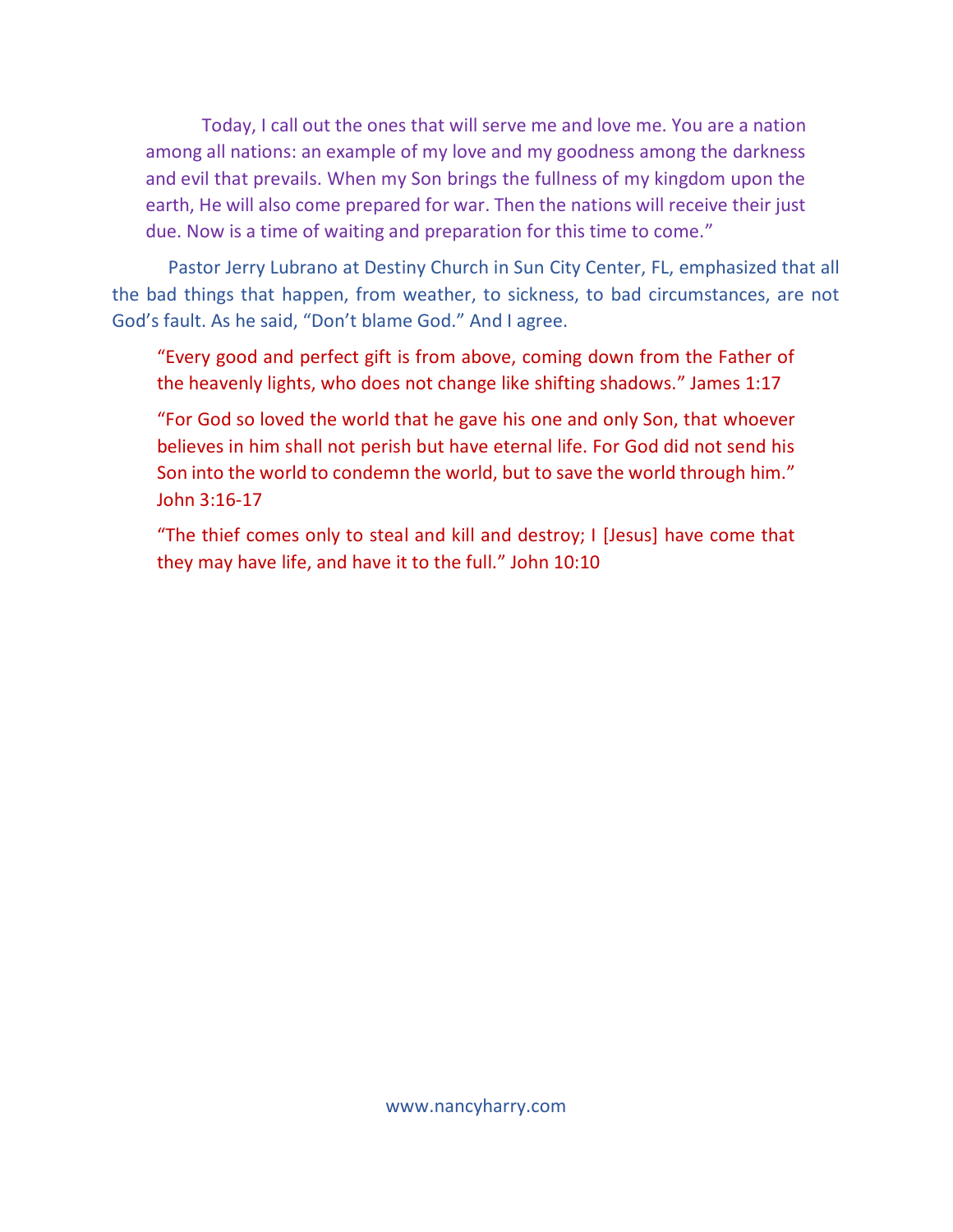Today, I call out the ones that will serve me and love me. You are a nation among all nations: an example of my love and my goodness among the darkness and evil that prevails. When my Son brings the fullness of my kingdom upon the earth, He will also come prepared for war. Then the nations will receive their just due. Now is a time of waiting and preparation for this time to come."

Pastor Jerry Lubrano at Destiny Church in Sun City Center, FL, emphasized that all the bad things that happen, from weather, to sickness, to bad circumstances, are not God's fault. As he said, "Don't blame God." And I agree.

> "Every good and perfect gift is from above, coming down from the Father of the heavenly lights, who does not change like shifting shadows." James 1:17
>
> "For God so loved the world that he gave his one and only Son, that whoever believes in him shall not perish but have eternal life. For God did not send his Son into the world to condemn the world, but to save the world through him." John 3:16-17
>
> "The thief comes only to steal and kill and destroy; I [Jesus] have come that they may have life, and have it to the full." John 10:10

www.nancyharry.com